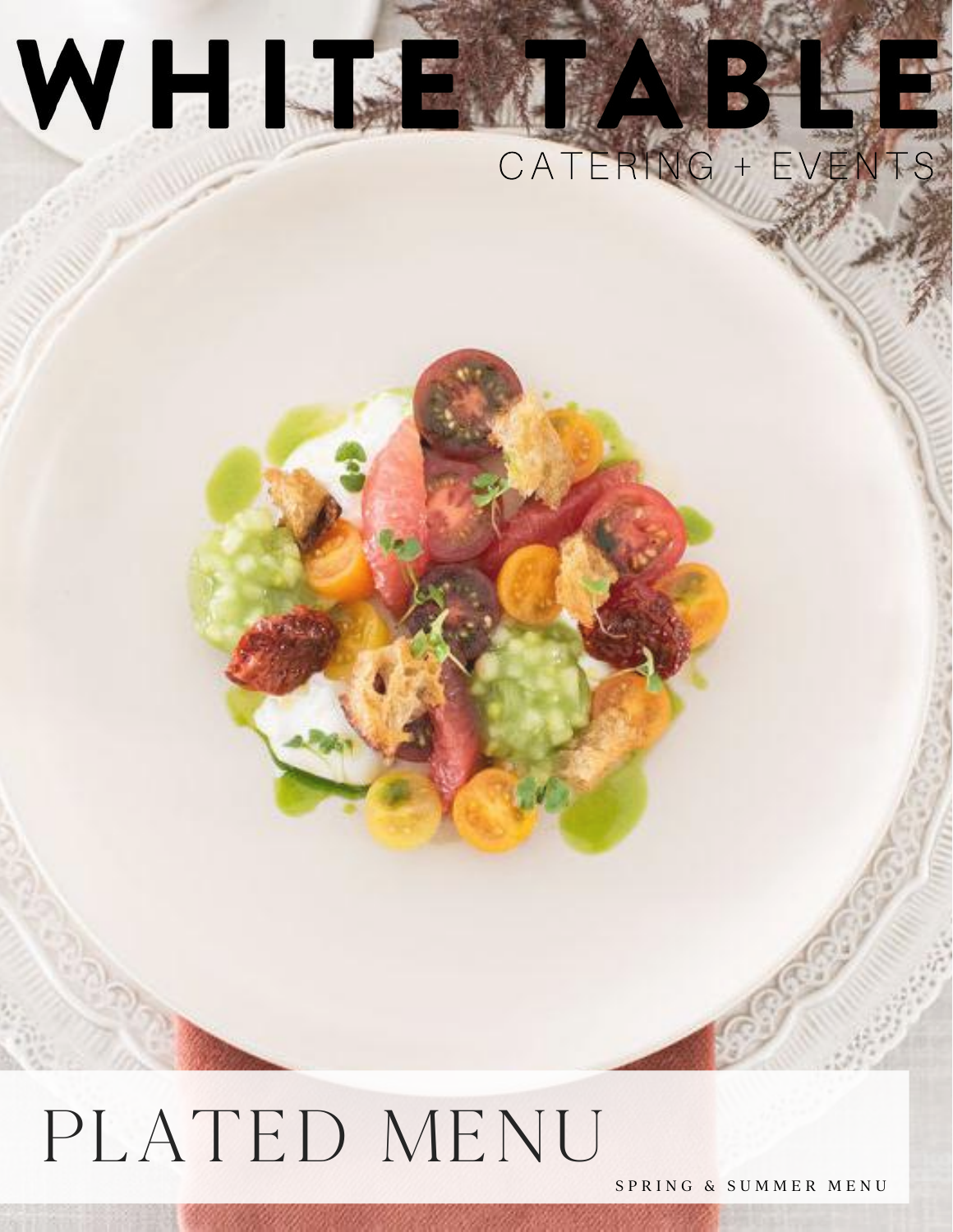# WHITE TABLE

CATERING + EVENTS

## PLATED MENU

SPRING & SUMMER MENU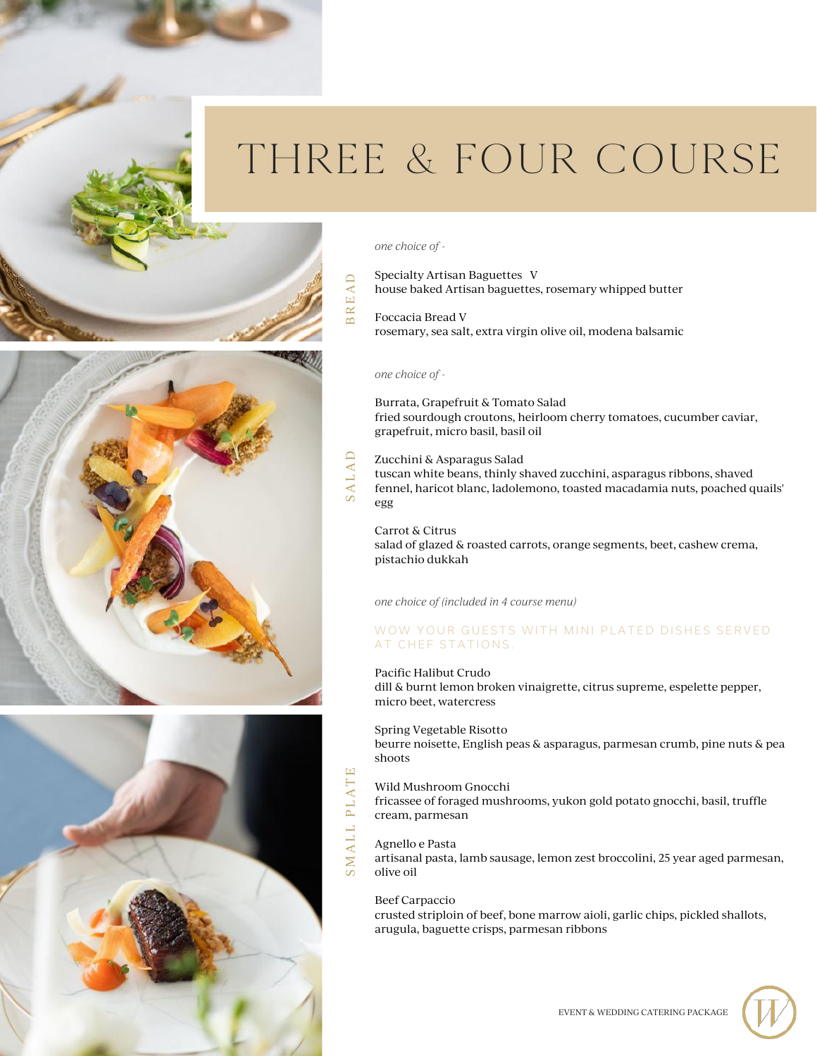# THREE & FOUR COURSE

## BREAD

*one choice of -*

Specialty Artisan Baguettes V
house baked Artisan baguettes, rosemary whipped butter

Foccacia Bread V
rosemary, sea salt, extra virgin olive oil, modena balsamic

## SALAD

*one choice of -*

Burrata, Grapefruit & Tomato Salad
fried sourdough croutons, heirloom cherry tomatoes, cucumber caviar, grapefruit, micro basil, basil oil

Zucchini & Asparagus Salad
tuscan white beans, thinly shaved zucchini, asparagus ribbons, shaved fennel, haricot blanc, ladolemono, toasted macadamia nuts, poached quails' egg

Carrot & Citrus
salad of glazed & roasted carrots, orange segments, beet, cashew crema, pistachio dukkah

## SMALL PLATE

*one choice of (included in 4 course menu)*

WOW YOUR GUESTS WITH MINI PLATED DISHES SERVED AT CHEF STATIONS.

Pacific Halibut Crudo
dill & burnt lemon broken vinaigrette, citrus supreme, espelette pepper, micro beet, watercress

Spring Vegetable Risotto
beurre noisette, English peas & asparagus, parmesan crumb, pine nuts & pea shoots

Wild Mushroom Gnocchi
fricassee of foraged mushrooms, yukon gold potato gnocchi, basil, truffle cream, parmesan

Agnello e Pasta
artisanal pasta, lamb sausage, lemon zest broccolini, 25 year aged parmesan, olive oil

Beef Carpaccio
crusted striploin of beef, bone marrow aioli, garlic chips, pickled shallots, arugula, baguette crisps, parmesan ribbons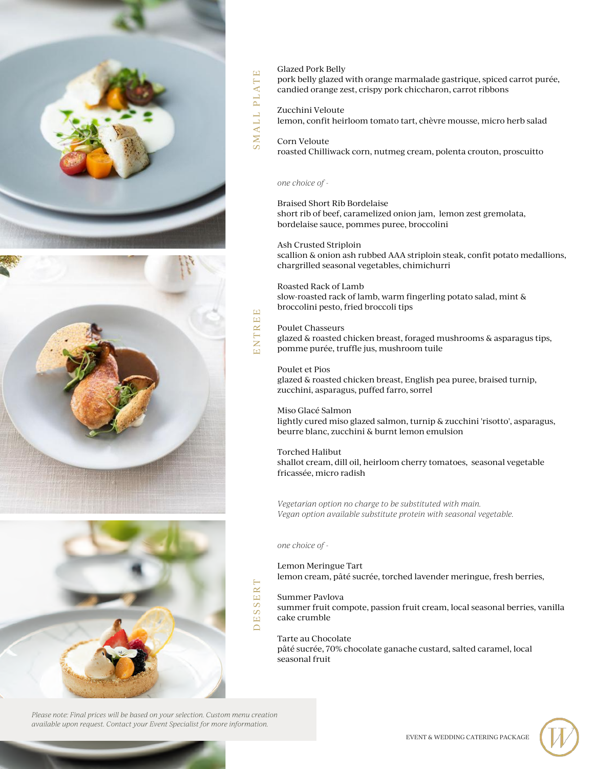## SMALL PLATE

Glazed Pork Belly
pork belly glazed with orange marmalade gastrique, spiced carrot purée, candied orange zest, crispy pork chiccharon, carrot ribbons

Zucchini Veloute
lemon, confit heirloom tomato tart, chèvre mousse, micro herb salad

Corn Veloute
roasted Chilliwack corn, nutmeg cream, polenta crouton, proscuitto

## ENTREE

*one choice of -*

Braised Short Rib Bordelaise
short rib of beef, caramelized onion jam, lemon zest gremolata, bordelaise sauce, pommes puree, broccolini

Ash Crusted Striploin
scallion & onion ash rubbed AAA striploin steak, confit potato medallions, chargrilled seasonal vegetables, chimichurri

Roasted Rack of Lamb
slow-roasted rack of lamb, warm fingerling potato salad, mint & broccolini pesto, fried broccoli tips

Poulet Chasseurs
glazed & roasted chicken breast, foraged mushrooms & asparagus tips, pomme purée, truffle jus, mushroom tuile

Poulet et Pios
glazed & roasted chicken breast, English pea puree, braised turnip, zucchini, asparagus, puffed farro, sorrel

Miso Glacé Salmon
lightly cured miso glazed salmon, turnip & zucchini 'risotto', asparagus, beurre blanc, zucchini & burnt lemon emulsion

Torched Halibut
shallot cream, dill oil, heirloom cherry tomatoes, seasonal vegetable fricassée, micro radish

*Vegetarian option no charge to be substituted with main.*
*Vegan option available substitute protein with seasonal vegetable.*

## DESSERT

*one choice of -*

Lemon Meringue Tart
lemon cream, pâté sucrée, torched lavender meringue, fresh berries,

Summer Pavlova
summer fruit compote, passion fruit cream, local seasonal berries, vanilla cake crumble

Tarte au Chocolate
pâté sucrée, 70% chocolate ganache custard, salted caramel, local seasonal fruit

*Please note: Final prices will be based on your selection. Custom menu creation available upon request. Contact your Event Specialist for more information.*